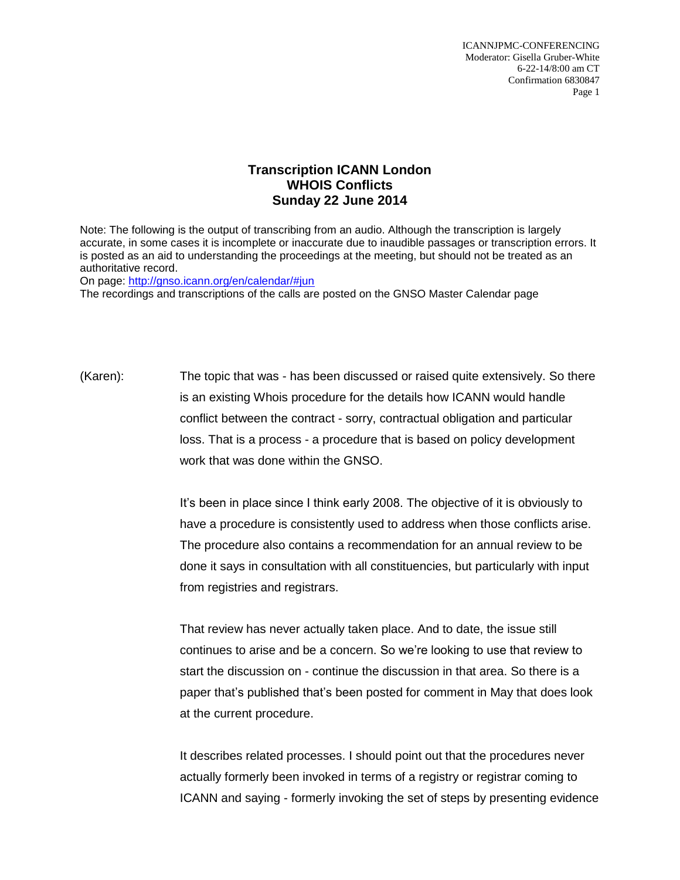# Transcription ICANN London
## WHOIS Conflicts
## Sunday 22 June 2014

Note: The following is the output of transcribing from an audio. Although the transcription is largely accurate, in some cases it is incomplete or inaccurate due to inaudible passages or transcription errors. It is posted as an aid to understanding the proceedings at the meeting, but should not be treated as an authoritative record.
On page: http://gnso.icann.org/en/calendar/#jun
The recordings and transcriptions of the calls are posted on the GNSO Master Calendar page

(Karen): The topic that was - has been discussed or raised quite extensively. So there is an existing Whois procedure for the details how ICANN would handle conflict between the contract - sorry, contractual obligation and particular loss. That is a process - a procedure that is based on policy development work that was done within the GNSO.

It's been in place since I think early 2008. The objective of it is obviously to have a procedure is consistently used to address when those conflicts arise. The procedure also contains a recommendation for an annual review to be done it says in consultation with all constituencies, but particularly with input from registries and registrars.

That review has never actually taken place. And to date, the issue still continues to arise and be a concern. So we're looking to use that review to start the discussion on - continue the discussion in that area. So there is a paper that's published that's been posted for comment in May that does look at the current procedure.

It describes related processes. I should point out that the procedures never actually formerly been invoked in terms of a registry or registrar coming to ICANN and saying - formerly invoking the set of steps by presenting evidence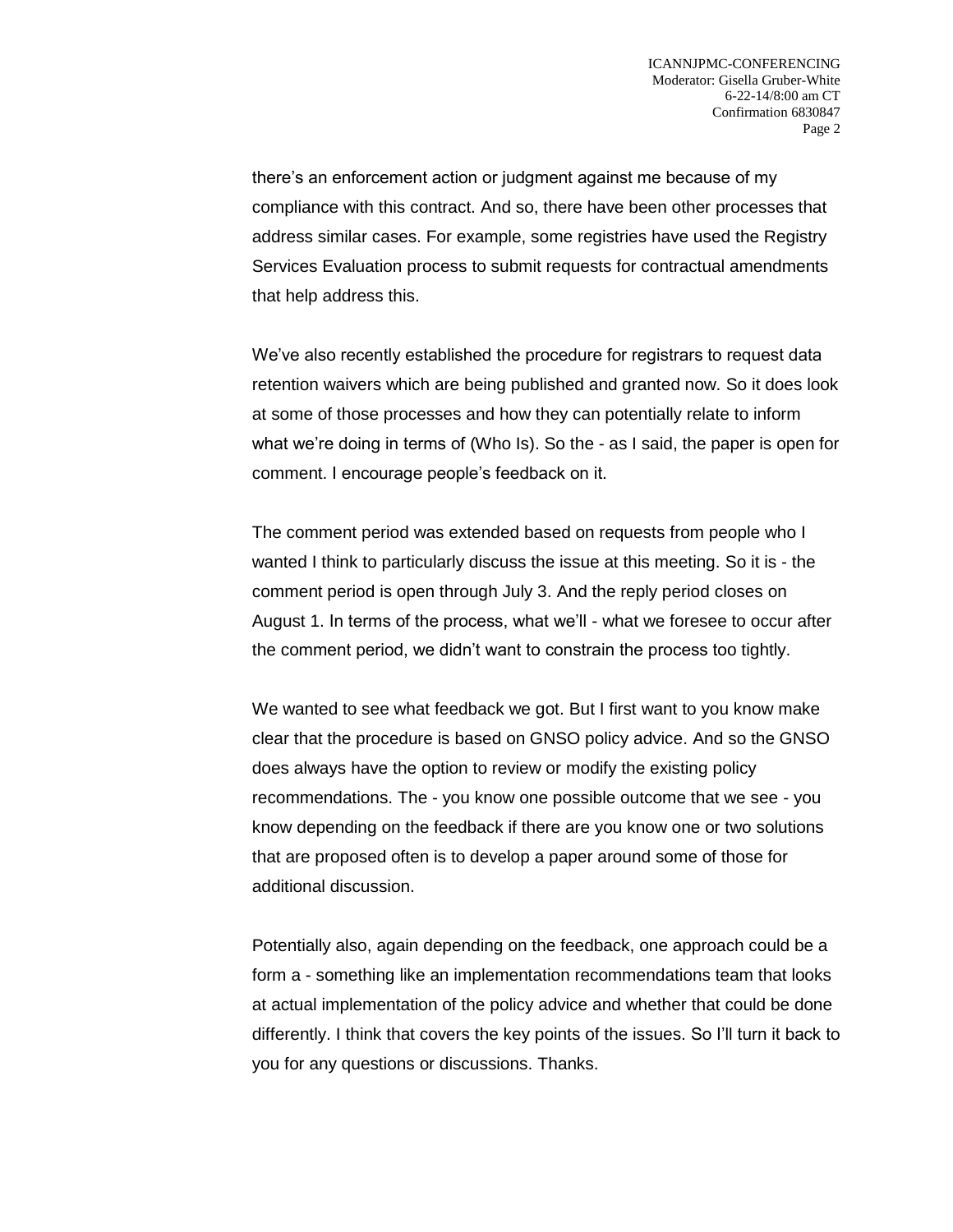there's an enforcement action or judgment against me because of my compliance with this contract. And so, there have been other processes that address similar cases. For example, some registries have used the Registry Services Evaluation process to submit requests for contractual amendments that help address this.

We've also recently established the procedure for registrars to request data retention waivers which are being published and granted now. So it does look at some of those processes and how they can potentially relate to inform what we're doing in terms of (Who Is). So the - as I said, the paper is open for comment. I encourage people's feedback on it.

The comment period was extended based on requests from people who I wanted I think to particularly discuss the issue at this meeting. So it is - the comment period is open through July 3. And the reply period closes on August 1. In terms of the process, what we'll - what we foresee to occur after the comment period, we didn't want to constrain the process too tightly.

We wanted to see what feedback we got. But I first want to you know make clear that the procedure is based on GNSO policy advice. And so the GNSO does always have the option to review or modify the existing policy recommendations. The - you know one possible outcome that we see - you know depending on the feedback if there are you know one or two solutions that are proposed often is to develop a paper around some of those for additional discussion.

Potentially also, again depending on the feedback, one approach could be a form a - something like an implementation recommendations team that looks at actual implementation of the policy advice and whether that could be done differently. I think that covers the key points of the issues. So I'll turn it back to you for any questions or discussions. Thanks.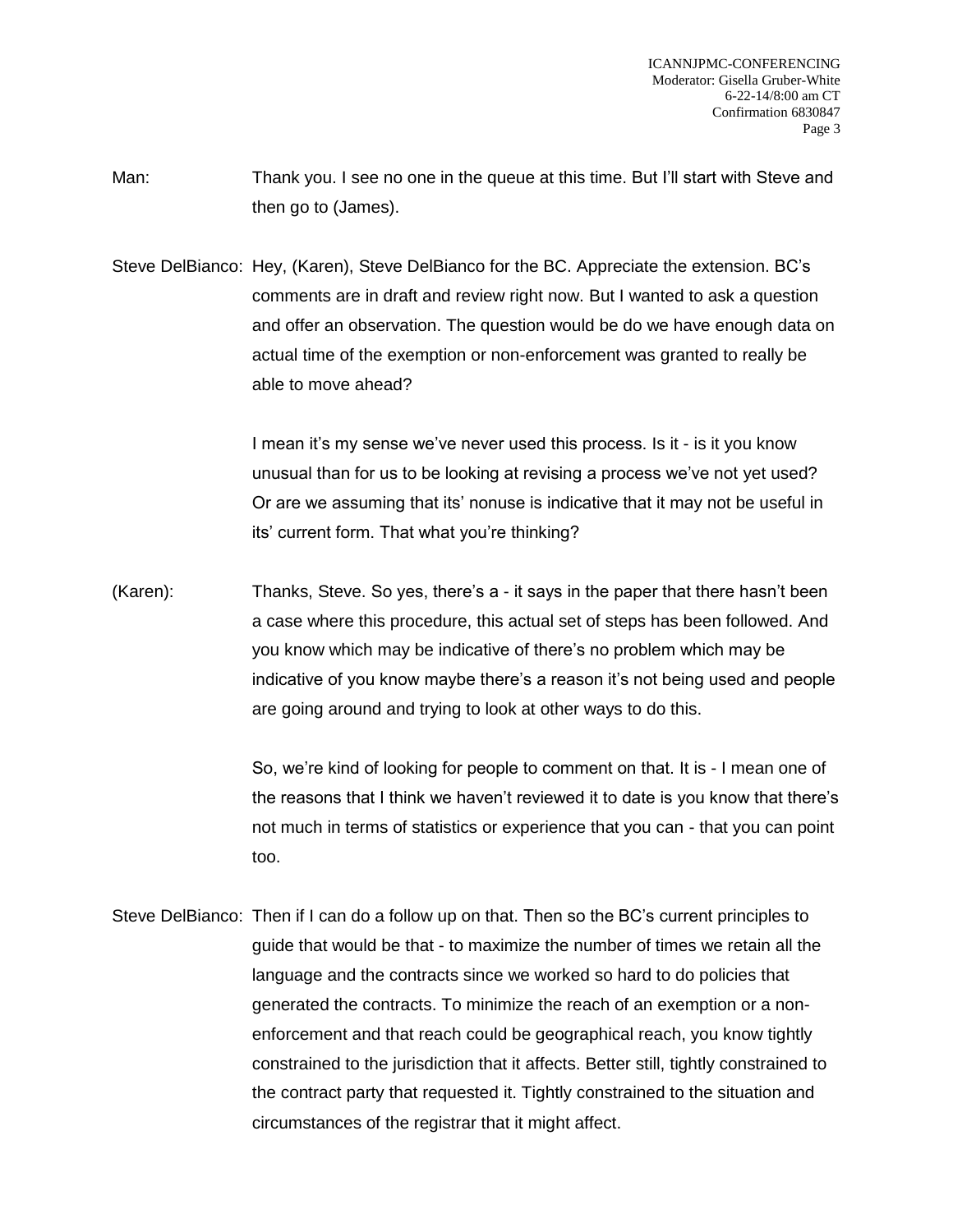Man: Thank you. I see no one in the queue at this time. But I'll start with Steve and then go to (James).

Steve DelBianco: Hey, (Karen), Steve DelBianco for the BC. Appreciate the extension. BC's comments are in draft and review right now. But I wanted to ask a question and offer an observation. The question would be do we have enough data on actual time of the exemption or non-enforcement was granted to really be able to move ahead?

I mean it's my sense we've never used this process. Is it - is it you know unusual than for us to be looking at revising a process we've not yet used? Or are we assuming that its' nonuse is indicative that it may not be useful in its' current form. That what you're thinking?

(Karen): Thanks, Steve. So yes, there's a - it says in the paper that there hasn't been a case where this procedure, this actual set of steps has been followed. And you know which may be indicative of there's no problem which may be indicative of you know maybe there's a reason it's not being used and people are going around and trying to look at other ways to do this.

So, we're kind of looking for people to comment on that. It is - I mean one of the reasons that I think we haven't reviewed it to date is you know that there's not much in terms of statistics or experience that you can - that you can point too.

Steve DelBianco: Then if I can do a follow up on that. Then so the BC's current principles to guide that would be that - to maximize the number of times we retain all the language and the contracts since we worked so hard to do policies that generated the contracts. To minimize the reach of an exemption or a non-enforcement and that reach could be geographical reach, you know tightly constrained to the jurisdiction that it affects. Better still, tightly constrained to the contract party that requested it. Tightly constrained to the situation and circumstances of the registrar that it might affect.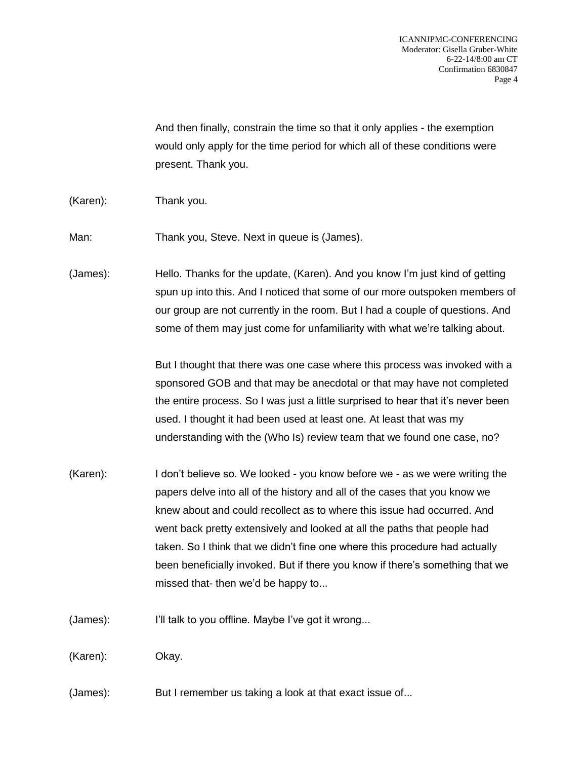And then finally, constrain the time so that it only applies - the exemption would only apply for the time period for which all of these conditions were present. Thank you.

(Karen): Thank you.

Man: Thank you, Steve. Next in queue is (James).

(James): Hello. Thanks for the update, (Karen). And you know I'm just kind of getting spun up into this. And I noticed that some of our more outspoken members of our group are not currently in the room. But I had a couple of questions. And some of them may just come for unfamiliarity with what we're talking about.

But I thought that there was one case where this process was invoked with a sponsored GOB and that may be anecdotal or that may have not completed the entire process. So I was just a little surprised to hear that it's never been used. I thought it had been used at least one. At least that was my understanding with the (Who Is) review team that we found one case, no?

(Karen): I don't believe so. We looked - you know before we - as we were writing the papers delve into all of the history and all of the cases that you know we knew about and could recollect as to where this issue had occurred. And went back pretty extensively and looked at all the paths that people had taken. So I think that we didn't fine one where this procedure had actually been beneficially invoked. But if there you know if there's something that we missed that- then we'd be happy to...

(James): I'll talk to you offline. Maybe I've got it wrong...

(Karen): Okay.

(James): But I remember us taking a look at that exact issue of...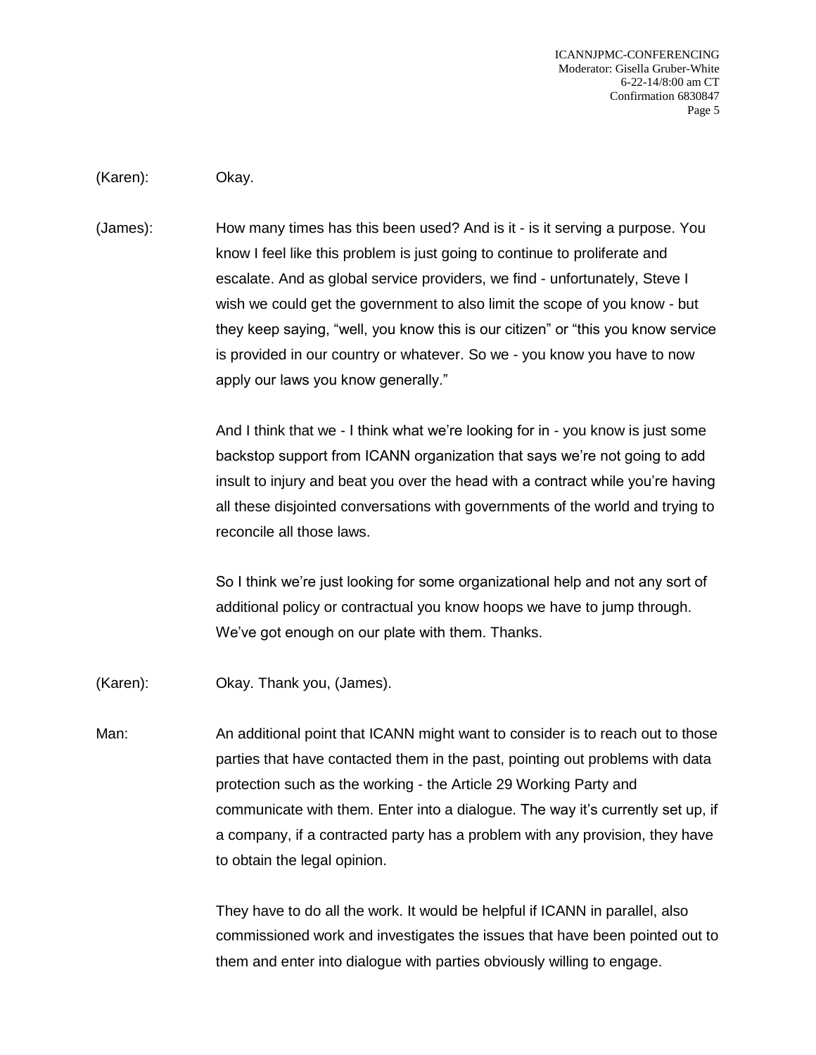(Karen): Okay.

(James): How many times has this been used? And is it - is it serving a purpose. You know I feel like this problem is just going to continue to proliferate and escalate. And as global service providers, we find - unfortunately, Steve I wish we could get the government to also limit the scope of you know - but they keep saying, "well, you know this is our citizen" or "this you know service is provided in our country or whatever. So we - you know you have to now apply our laws you know generally."

And I think that we - I think what we're looking for in - you know is just some backstop support from ICANN organization that says we're not going to add insult to injury and beat you over the head with a contract while you're having all these disjointed conversations with governments of the world and trying to reconcile all those laws.

So I think we're just looking for some organizational help and not any sort of additional policy or contractual you know hoops we have to jump through. We've got enough on our plate with them. Thanks.

(Karen): Okay. Thank you, (James).

Man: An additional point that ICANN might want to consider is to reach out to those parties that have contacted them in the past, pointing out problems with data protection such as the working - the Article 29 Working Party and communicate with them. Enter into a dialogue. The way it's currently set up, if a company, if a contracted party has a problem with any provision, they have to obtain the legal opinion.

They have to do all the work. It would be helpful if ICANN in parallel, also commissioned work and investigates the issues that have been pointed out to them and enter into dialogue with parties obviously willing to engage.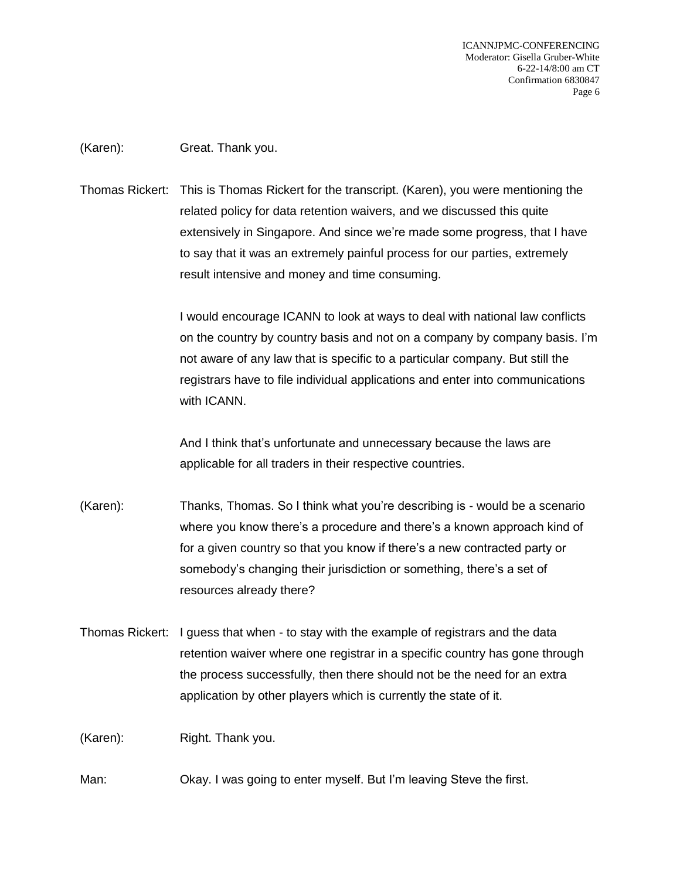(Karen): Great. Thank you.

Thomas Rickert: This is Thomas Rickert for the transcript. (Karen), you were mentioning the related policy for data retention waivers, and we discussed this quite extensively in Singapore. And since we're made some progress, that I have to say that it was an extremely painful process for our parties, extremely result intensive and money and time consuming.

I would encourage ICANN to look at ways to deal with national law conflicts on the country by country basis and not on a company by company basis. I'm not aware of any law that is specific to a particular company. But still the registrars have to file individual applications and enter into communications with ICANN.

And I think that's unfortunate and unnecessary because the laws are applicable for all traders in their respective countries.

(Karen): Thanks, Thomas. So I think what you're describing is - would be a scenario where you know there's a procedure and there's a known approach kind of for a given country so that you know if there's a new contracted party or somebody's changing their jurisdiction or something, there's a set of resources already there?

Thomas Rickert: I guess that when - to stay with the example of registrars and the data retention waiver where one registrar in a specific country has gone through the process successfully, then there should not be the need for an extra application by other players which is currently the state of it.

(Karen): Right. Thank you.

Man: Okay. I was going to enter myself. But I'm leaving Steve the first.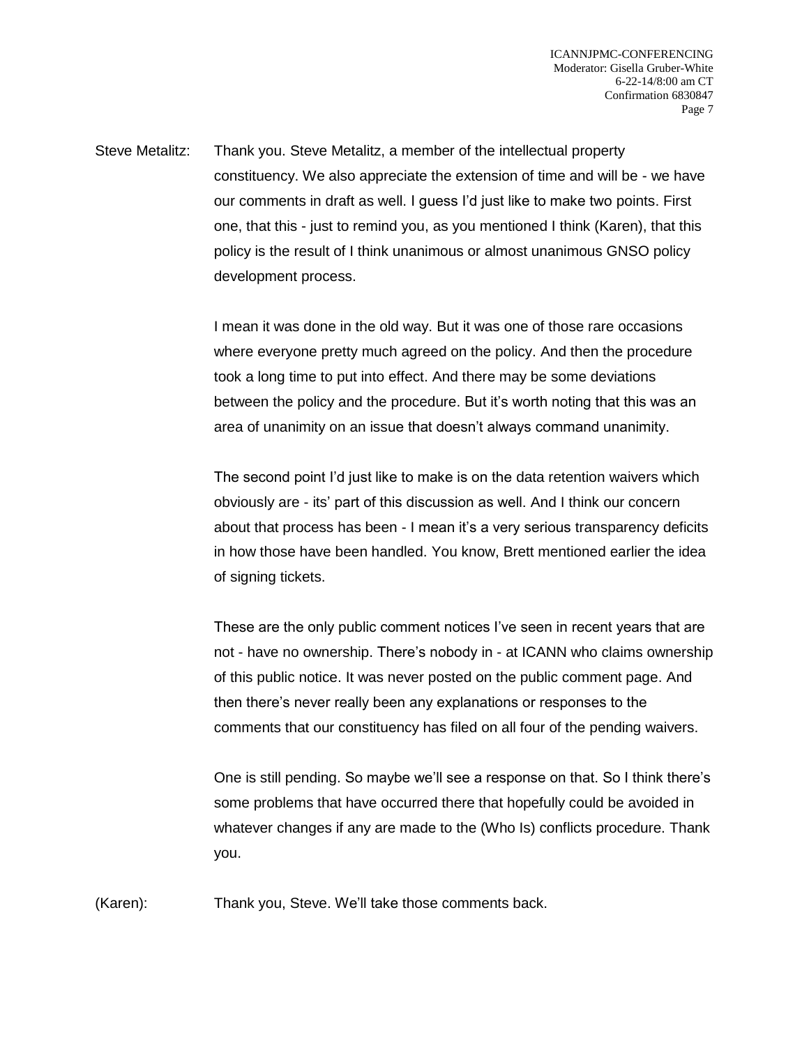Steve Metalitz: Thank you. Steve Metalitz, a member of the intellectual property constituency. We also appreciate the extension of time and will be - we have our comments in draft as well. I guess I'd just like to make two points. First one, that this - just to remind you, as you mentioned I think (Karen), that this policy is the result of I think unanimous or almost unanimous GNSO policy development process.

I mean it was done in the old way. But it was one of those rare occasions where everyone pretty much agreed on the policy. And then the procedure took a long time to put into effect. And there may be some deviations between the policy and the procedure. But it's worth noting that this was an area of unanimity on an issue that doesn't always command unanimity.

The second point I'd just like to make is on the data retention waivers which obviously are - its' part of this discussion as well. And I think our concern about that process has been - I mean it's a very serious transparency deficits in how those have been handled. You know, Brett mentioned earlier the idea of signing tickets.

These are the only public comment notices I've seen in recent years that are not - have no ownership. There's nobody in - at ICANN who claims ownership of this public notice. It was never posted on the public comment page. And then there's never really been any explanations or responses to the comments that our constituency has filed on all four of the pending waivers.

One is still pending. So maybe we'll see a response on that. So I think there's some problems that have occurred there that hopefully could be avoided in whatever changes if any are made to the (Who Is) conflicts procedure. Thank you.

(Karen): Thank you, Steve. We'll take those comments back.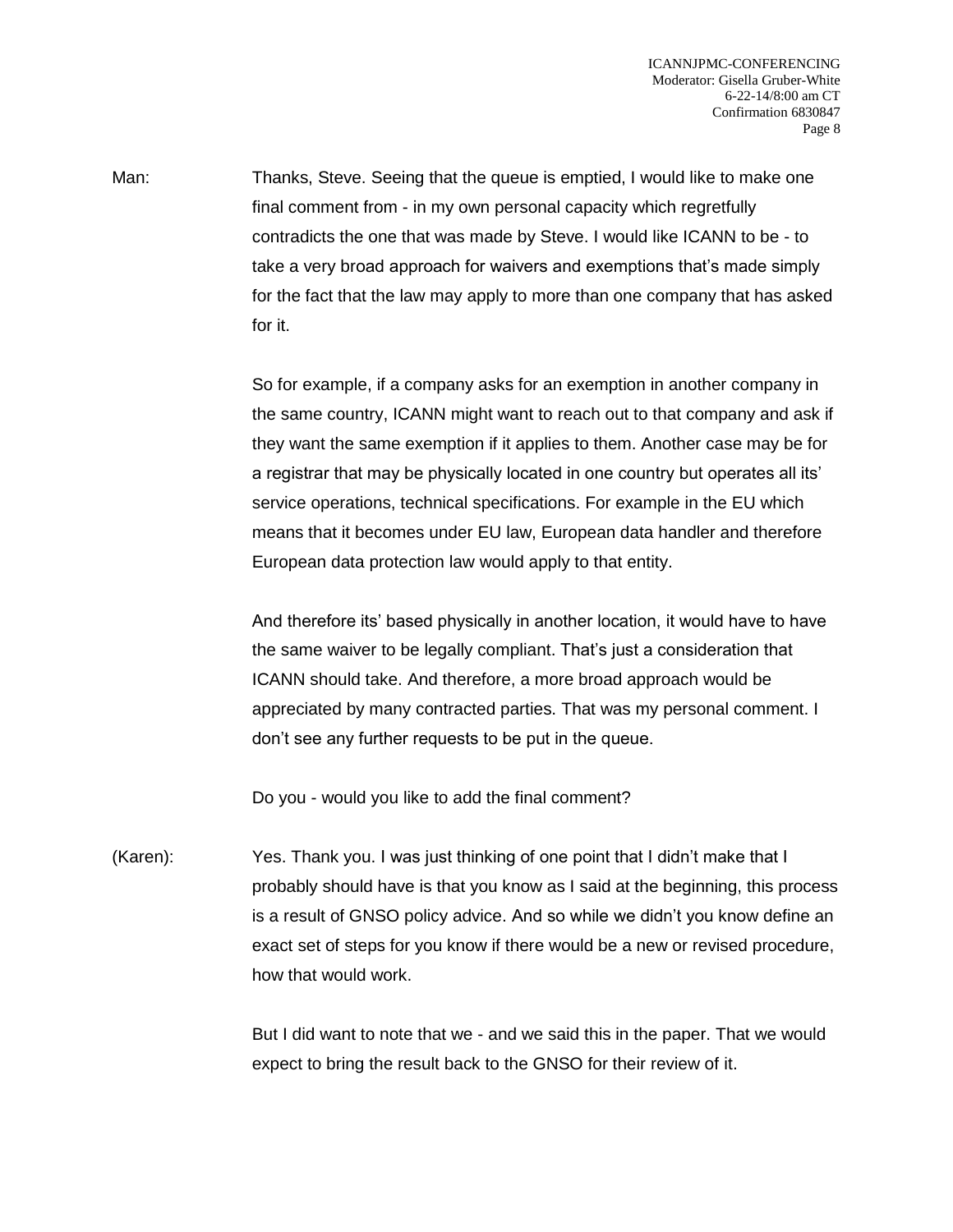Man: Thanks, Steve. Seeing that the queue is emptied, I would like to make one final comment from - in my own personal capacity which regretfully contradicts the one that was made by Steve. I would like ICANN to be - to take a very broad approach for waivers and exemptions that's made simply for the fact that the law may apply to more than one company that has asked for it.

So for example, if a company asks for an exemption in another company in the same country, ICANN might want to reach out to that company and ask if they want the same exemption if it applies to them. Another case may be for a registrar that may be physically located in one country but operates all its' service operations, technical specifications. For example in the EU which means that it becomes under EU law, European data handler and therefore European data protection law would apply to that entity.

And therefore its' based physically in another location, it would have to have the same waiver to be legally compliant. That's just a consideration that ICANN should take. And therefore, a more broad approach would be appreciated by many contracted parties. That was my personal comment. I don't see any further requests to be put in the queue.

Do you - would you like to add the final comment?

(Karen): Yes. Thank you. I was just thinking of one point that I didn't make that I probably should have is that you know as I said at the beginning, this process is a result of GNSO policy advice. And so while we didn't you know define an exact set of steps for you know if there would be a new or revised procedure, how that would work.

But I did want to note that we - and we said this in the paper. That we would expect to bring the result back to the GNSO for their review of it.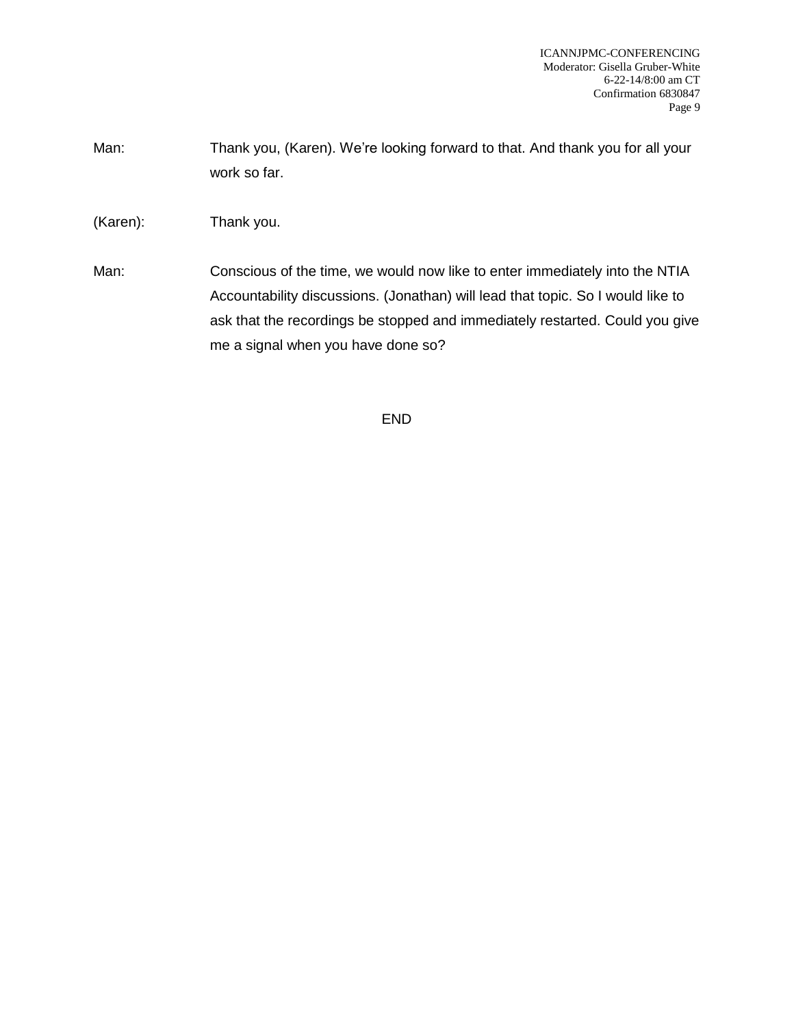Man: Thank you, (Karen). We're looking forward to that. And thank you for all your work so far.

(Karen): Thank you.

Man: Conscious of the time, we would now like to enter immediately into the NTIA Accountability discussions. (Jonathan) will lead that topic. So I would like to ask that the recordings be stopped and immediately restarted. Could you give me a signal when you have done so?

END